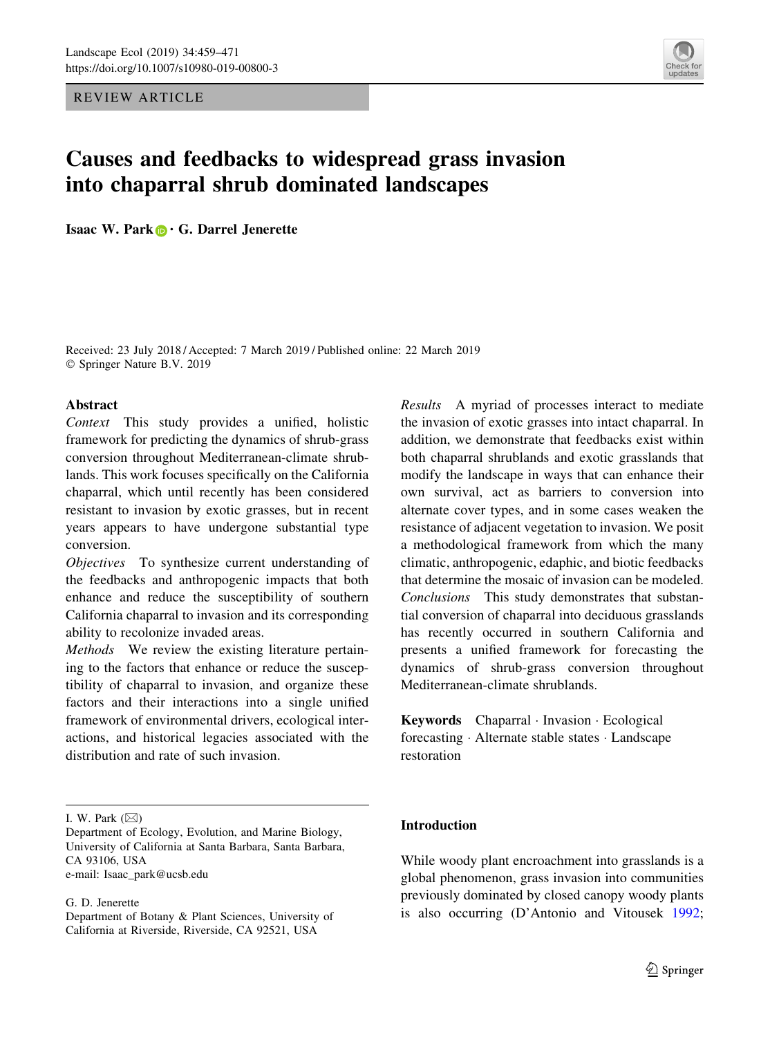REVIEW ARTICLE

# Causes and feedbacks to widespread grass invasion into chaparral shrub dominated landscapes

**Isaac W. Park · G. Darrel Jenerette**

Received: 23 July 2018 / Accepted: 7 March 2019 / Published online: 22 March 2019
© Springer Nature B.V. 2019

## Abstract

*Context* This study provides a unified, holistic framework for predicting the dynamics of shrub-grass conversion throughout Mediterranean-climate shrublands. This work focuses specifically on the California chaparral, which until recently has been considered resistant to invasion by exotic grasses, but in recent years appears to have undergone substantial type conversion.

*Objectives* To synthesize current understanding of the feedbacks and anthropogenic impacts that both enhance and reduce the susceptibility of southern California chaparral to invasion and its corresponding ability to recolonize invaded areas.

*Methods* We review the existing literature pertaining to the factors that enhance or reduce the susceptibility of chaparral to invasion, and organize these factors and their interactions into a single unified framework of environmental drivers, ecological interactions, and historical legacies associated with the distribution and rate of such invasion.

*Results* A myriad of processes interact to mediate the invasion of exotic grasses into intact chaparral. In addition, we demonstrate that feedbacks exist within both chaparral shrublands and exotic grasslands that modify the landscape in ways that can enhance their own survival, act as barriers to conversion into alternate cover types, and in some cases weaken the resistance of adjacent vegetation to invasion. We posit a methodological framework from which the many climatic, anthropogenic, edaphic, and biotic feedbacks that determine the mosaic of invasion can be modeled.

*Conclusions* This study demonstrates that substantial conversion of chaparral into deciduous grasslands has recently occurred in southern California and presents a unified framework for forecasting the dynamics of shrub-grass conversion throughout Mediterranean-climate shrublands.

**Keywords** Chaparral · Invasion · Ecological forecasting · Alternate stable states · Landscape restoration

I. W. Park (✉)
Department of Ecology, Evolution, and Marine Biology, University of California at Santa Barbara, Santa Barbara, CA 93106, USA
e-mail: Isaac_park@ucsb.edu

G. D. Jenerette
Department of Botany & Plant Sciences, University of California at Riverside, Riverside, CA 92521, USA

## Introduction

While woody plant encroachment into grasslands is a global phenomenon, grass invasion into communities previously dominated by closed canopy woody plants is also occurring (D'Antonio and Vitousek 1992;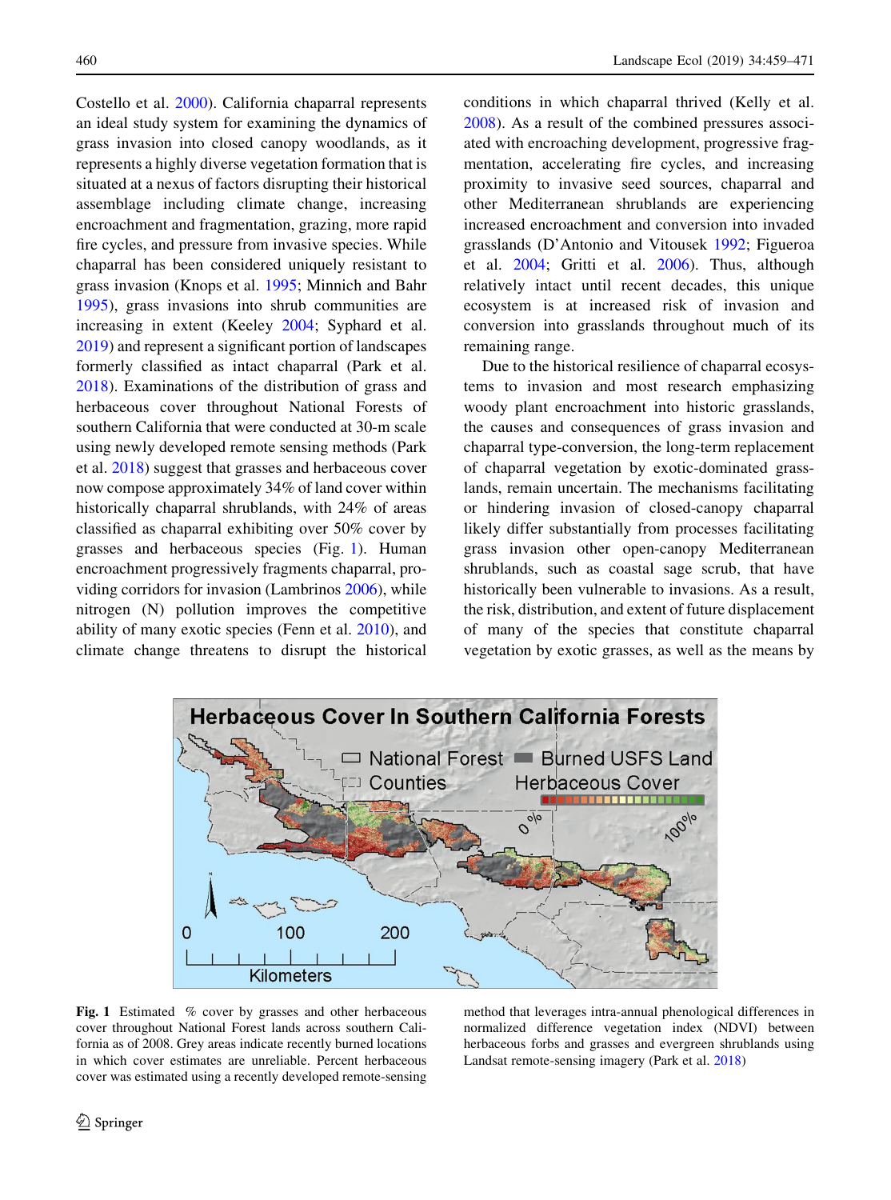Costello et al. 2000). California chaparral represents an ideal study system for examining the dynamics of grass invasion into closed canopy woodlands, as it represents a highly diverse vegetation formation that is situated at a nexus of factors disrupting their historical assemblage including climate change, increasing encroachment and fragmentation, grazing, more rapid fire cycles, and pressure from invasive species. While chaparral has been considered uniquely resistant to grass invasion (Knops et al. 1995; Minnich and Bahr 1995), grass invasions into shrub communities are increasing in extent (Keeley 2004; Syphard et al. 2019) and represent a significant portion of landscapes formerly classified as intact chaparral (Park et al. 2018). Examinations of the distribution of grass and herbaceous cover throughout National Forests of southern California that were conducted at 30-m scale using newly developed remote sensing methods (Park et al. 2018) suggest that grasses and herbaceous cover now compose approximately 34% of land cover within historically chaparral shrublands, with 24% of areas classified as chaparral exhibiting over 50% cover by grasses and herbaceous species (Fig. 1). Human encroachment progressively fragments chaparral, providing corridors for invasion (Lambrinos 2006), while nitrogen (N) pollution improves the competitive ability of many exotic species (Fenn et al. 2010), and climate change threatens to disrupt the historical conditions in which chaparral thrived (Kelly et al. 2008). As a result of the combined pressures associated with encroaching development, progressive fragmentation, accelerating fire cycles, and increasing proximity to invasive seed sources, chaparral and other Mediterranean shrublands are experiencing increased encroachment and conversion into invaded grasslands (D'Antonio and Vitousek 1992; Figueroa et al. 2004; Gritti et al. 2006). Thus, although relatively intact until recent decades, this unique ecosystem is at increased risk of invasion and conversion into grasslands throughout much of its remaining range.

Due to the historical resilience of chaparral ecosystems to invasion and most research emphasizing woody plant encroachment into historic grasslands, the causes and consequences of grass invasion and chaparral type-conversion, the long-term replacement of chaparral vegetation by exotic-dominated grasslands, remain uncertain. The mechanisms facilitating or hindering invasion of closed-canopy chaparral likely differ substantially from processes facilitating grass invasion other open-canopy Mediterranean shrublands, such as coastal sage scrub, that have historically been vulnerable to invasions. As a result, the risk, distribution, and extent of future displacement of many of the species that constitute chaparral vegetation by exotic grasses, as well as the means by

**Fig. 1** Estimated % cover by grasses and other herbaceous cover throughout National Forest lands across southern California as of 2008. Grey areas indicate recently burned locations in which cover estimates are unreliable. Percent herbaceous cover was estimated using a recently developed remote-sensing method that leverages intra-annual phenological differences in normalized difference vegetation index (NDVI) between herbaceous forbs and grasses and evergreen shrublands using Landsat remote-sensing imagery (Park et al. 2018)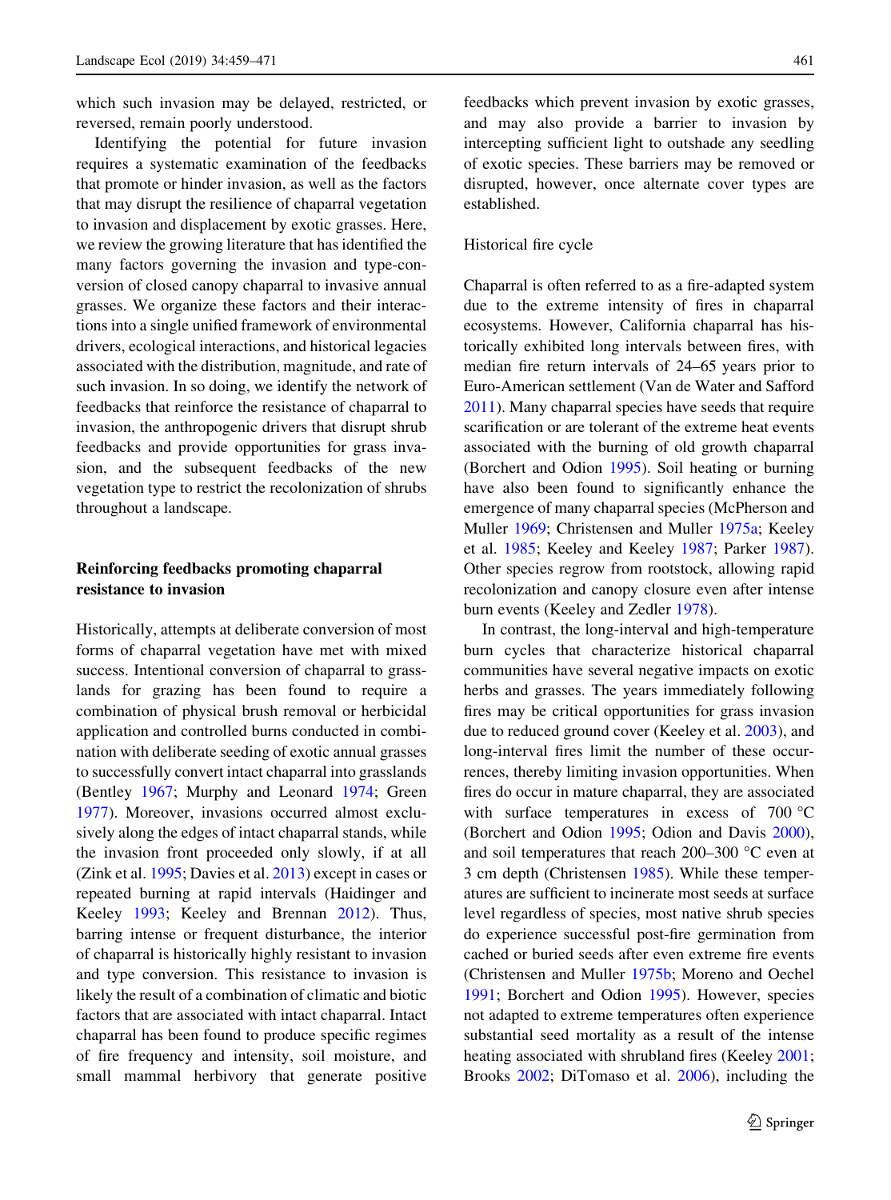which such invasion may be delayed, restricted, or reversed, remain poorly understood.

Identifying the potential for future invasion requires a systematic examination of the feedbacks that promote or hinder invasion, as well as the factors that may disrupt the resilience of chaparral vegetation to invasion and displacement by exotic grasses. Here, we review the growing literature that has identified the many factors governing the invasion and type-conversion of closed canopy chaparral to invasive annual grasses. We organize these factors and their interactions into a single unified framework of environmental drivers, ecological interactions, and historical legacies associated with the distribution, magnitude, and rate of such invasion. In so doing, we identify the network of feedbacks that reinforce the resistance of chaparral to invasion, the anthropogenic drivers that disrupt shrub feedbacks and provide opportunities for grass invasion, and the subsequent feedbacks of the new vegetation type to restrict the recolonization of shrubs throughout a landscape.

## Reinforcing feedbacks promoting chaparral resistance to invasion

Historically, attempts at deliberate conversion of most forms of chaparral vegetation have met with mixed success. Intentional conversion of chaparral to grasslands for grazing has been found to require a combination of physical brush removal or herbicidal application and controlled burns conducted in combination with deliberate seeding of exotic annual grasses to successfully convert intact chaparral into grasslands (Bentley 1967; Murphy and Leonard 1974; Green 1977). Moreover, invasions occurred almost exclusively along the edges of intact chaparral stands, while the invasion front proceeded only slowly, if at all (Zink et al. 1995; Davies et al. 2013) except in cases or repeated burning at rapid intervals (Haidinger and Keeley 1993; Keeley and Brennan 2012). Thus, barring intense or frequent disturbance, the interior of chaparral is historically highly resistant to invasion and type conversion. This resistance to invasion is likely the result of a combination of climatic and biotic factors that are associated with intact chaparral. Intact chaparral has been found to produce specific regimes of fire frequency and intensity, soil moisture, and small mammal herbivory that generate positive feedbacks which prevent invasion by exotic grasses, and may also provide a barrier to invasion by intercepting sufficient light to outshade any seedling of exotic species. These barriers may be removed or disrupted, however, once alternate cover types are established.

### Historical fire cycle

Chaparral is often referred to as a fire-adapted system due to the extreme intensity of fires in chaparral ecosystems. However, California chaparral has historically exhibited long intervals between fires, with median fire return intervals of 24–65 years prior to Euro-American settlement (Van de Water and Safford 2011). Many chaparral species have seeds that require scarification or are tolerant of the extreme heat events associated with the burning of old growth chaparral (Borchert and Odion 1995). Soil heating or burning have also been found to significantly enhance the emergence of many chaparral species (McPherson and Muller 1969; Christensen and Muller 1975a; Keeley et al. 1985; Keeley and Keeley 1987; Parker 1987). Other species regrow from rootstock, allowing rapid recolonization and canopy closure even after intense burn events (Keeley and Zedler 1978).

In contrast, the long-interval and high-temperature burn cycles that characterize historical chaparral communities have several negative impacts on exotic herbs and grasses. The years immediately following fires may be critical opportunities for grass invasion due to reduced ground cover (Keeley et al. 2003), and long-interval fires limit the number of these occurrences, thereby limiting invasion opportunities. When fires do occur in mature chaparral, they are associated with surface temperatures in excess of 700 °C (Borchert and Odion 1995; Odion and Davis 2000), and soil temperatures that reach 200–300 °C even at 3 cm depth (Christensen 1985). While these temperatures are sufficient to incinerate most seeds at surface level regardless of species, most native shrub species do experience successful post-fire germination from cached or buried seeds after even extreme fire events (Christensen and Muller 1975b; Moreno and Oechel 1991; Borchert and Odion 1995). However, species not adapted to extreme temperatures often experience substantial seed mortality as a result of the intense heating associated with shrubland fires (Keeley 2001; Brooks 2002; DiTomaso et al. 2006), including the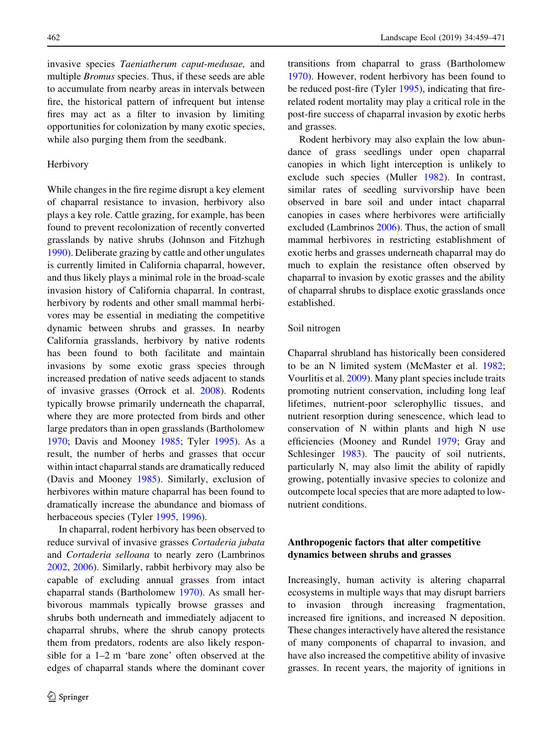invasive species *Taeniatherum caput-medusae,* and multiple *Bromus* species. Thus, if these seeds are able to accumulate from nearby areas in intervals between fire, the historical pattern of infrequent but intense fires may act as a filter to invasion by limiting opportunities for colonization by many exotic species, while also purging them from the seedbank.

### Herbivory

While changes in the fire regime disrupt a key element of chaparral resistance to invasion, herbivory also plays a key role. Cattle grazing, for example, has been found to prevent recolonization of recently converted grasslands by native shrubs (Johnson and Fitzhugh 1990). Deliberate grazing by cattle and other ungulates is currently limited in California chaparral, however, and thus likely plays a minimal role in the broad-scale invasion history of California chaparral. In contrast, herbivory by rodents and other small mammal herbivores may be essential in mediating the competitive dynamic between shrubs and grasses. In nearby California grasslands, herbivory by native rodents has been found to both facilitate and maintain invasions by some exotic grass species through increased predation of native seeds adjacent to stands of invasive grasses (Orrock et al. 2008). Rodents typically browse primarily underneath the chaparral, where they are more protected from birds and other large predators than in open grasslands (Bartholomew 1970; Davis and Mooney 1985; Tyler 1995). As a result, the number of herbs and grasses that occur within intact chaparral stands are dramatically reduced (Davis and Mooney 1985). Similarly, exclusion of herbivores within mature chaparral has been found to dramatically increase the abundance and biomass of herbaceous species (Tyler 1995, 1996).

In chaparral, rodent herbivory has been observed to reduce survival of invasive grasses *Cortaderia jubata* and *Cortaderia selloana* to nearly zero (Lambrinos 2002, 2006). Similarly, rabbit herbivory may also be capable of excluding annual grasses from intact chaparral stands (Bartholomew 1970). As small herbivorous mammals typically browse grasses and shrubs both underneath and immediately adjacent to chaparral shrubs, where the shrub canopy protects them from predators, rodents are also likely responsible for a 1–2 m 'bare zone' often observed at the edges of chaparral stands where the dominant cover transitions from chaparral to grass (Bartholomew 1970). However, rodent herbivory has been found to be reduced post-fire (Tyler 1995), indicating that fire-related rodent mortality may play a critical role in the post-fire success of chaparral invasion by exotic herbs and grasses.

Rodent herbivory may also explain the low abundance of grass seedlings under open chaparral canopies in which light interception is unlikely to exclude such species (Muller 1982). In contrast, similar rates of seedling survivorship have been observed in bare soil and under intact chaparral canopies in cases where herbivores were artificially excluded (Lambrinos 2006). Thus, the action of small mammal herbivores in restricting establishment of exotic herbs and grasses underneath chaparral may do much to explain the resistance often observed by chaparral to invasion by exotic grasses and the ability of chaparral shrubs to displace exotic grasslands once established.

### Soil nitrogen

Chaparral shrubland has historically been considered to be an N limited system (McMaster et al. 1982; Vourlitis et al. 2009). Many plant species include traits promoting nutrient conservation, including long leaf lifetimes, nutrient-poor sclerophyllic tissues, and nutrient resorption during senescence, which lead to conservation of N within plants and high N use efficiencies (Mooney and Rundel 1979; Gray and Schlesinger 1983). The paucity of soil nutrients, particularly N, may also limit the ability of rapidly growing, potentially invasive species to colonize and outcompete local species that are more adapted to low-nutrient conditions.

## Anthropogenic factors that alter competitive dynamics between shrubs and grasses

Increasingly, human activity is altering chaparral ecosystems in multiple ways that may disrupt barriers to invasion through increasing fragmentation, increased fire ignitions, and increased N deposition. These changes interactively have altered the resistance of many components of chaparral to invasion, and have also increased the competitive ability of invasive grasses. In recent years, the majority of ignitions in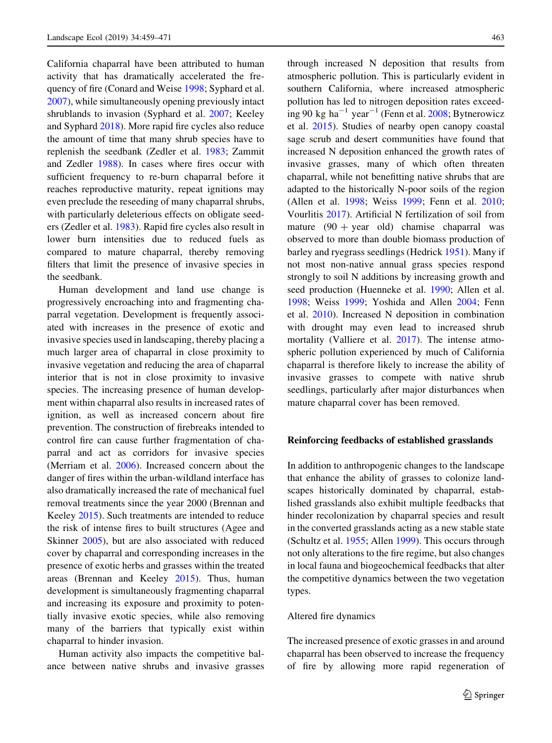California chaparral have been attributed to human activity that has dramatically accelerated the frequency of fire (Conard and Weise 1998; Syphard et al. 2007), while simultaneously opening previously intact shrublands to invasion (Syphard et al. 2007; Keeley and Syphard 2018). More rapid fire cycles also reduce the amount of time that many shrub species have to replenish the seedbank (Zedler et al. 1983; Zammit and Zedler 1988). In cases where fires occur with sufficient frequency to re-burn chaparral before it reaches reproductive maturity, repeat ignitions may even preclude the reseeding of many chaparral shrubs, with particularly deleterious effects on obligate seeders (Zedler et al. 1983). Rapid fire cycles also result in lower burn intensities due to reduced fuels as compared to mature chaparral, thereby removing filters that limit the presence of invasive species in the seedbank.

Human development and land use change is progressively encroaching into and fragmenting chaparral vegetation. Development is frequently associated with increases in the presence of exotic and invasive species used in landscaping, thereby placing a much larger area of chaparral in close proximity to invasive vegetation and reducing the area of chaparral interior that is not in close proximity to invasive species. The increasing presence of human development within chaparral also results in increased rates of ignition, as well as increased concern about fire prevention. The construction of firebreaks intended to control fire can cause further fragmentation of chaparral and act as corridors for invasive species (Merriam et al. 2006). Increased concern about the danger of fires within the urban-wildland interface has also dramatically increased the rate of mechanical fuel removal treatments since the year 2000 (Brennan and Keeley 2015). Such treatments are intended to reduce the risk of intense fires to built structures (Agee and Skinner 2005), but are also associated with reduced cover by chaparral and corresponding increases in the presence of exotic herbs and grasses within the treated areas (Brennan and Keeley 2015). Thus, human development is simultaneously fragmenting chaparral and increasing its exposure and proximity to potentially invasive exotic species, while also removing many of the barriers that typically exist within chaparral to hinder invasion.

Human activity also impacts the competitive balance between native shrubs and invasive grasses through increased N deposition that results from atmospheric pollution. This is particularly evident in southern California, where increased atmospheric pollution has led to nitrogen deposition rates exceeding 90 kg ha$^{-1}$ year$^{-1}$ (Fenn et al. 2008; Bytnerowicz et al. 2015). Studies of nearby open canopy coastal sage scrub and desert communities have found that increased N deposition enhanced the growth rates of invasive grasses, many of which often threaten chaparral, while not benefitting native shrubs that are adapted to the historically N-poor soils of the region (Allen et al. 1998; Weiss 1999; Fenn et al. 2010; Vourlitis 2017). Artificial N fertilization of soil from mature (90 + year old) chamise chaparral was observed to more than double biomass production of barley and ryegrass seedlings (Hedrick 1951). Many if not most non-native annual grass species respond strongly to soil N additions by increasing growth and seed production (Huenneke et al. 1990; Allen et al. 1998; Weiss 1999; Yoshida and Allen 2004; Fenn et al. 2010). Increased N deposition in combination with drought may even lead to increased shrub mortality (Valliere et al. 2017). The intense atmospheric pollution experienced by much of California chaparral is therefore likely to increase the ability of invasive grasses to compete with native shrub seedlings, particularly after major disturbances when mature chaparral cover has been removed.

## Reinforcing feedbacks of established grasslands

In addition to anthropogenic changes to the landscape that enhance the ability of grasses to colonize landscapes historically dominated by chaparral, established grasslands also exhibit multiple feedbacks that hinder recolonization by chaparral species and result in the converted grasslands acting as a new stable state (Schultz et al. 1955; Allen 1999). This occurs through not only alterations to the fire regime, but also changes in local fauna and biogeochemical feedbacks that alter the competitive dynamics between the two vegetation types.

### Altered fire dynamics

The increased presence of exotic grasses in and around chaparral has been observed to increase the frequency of fire by allowing more rapid regeneration of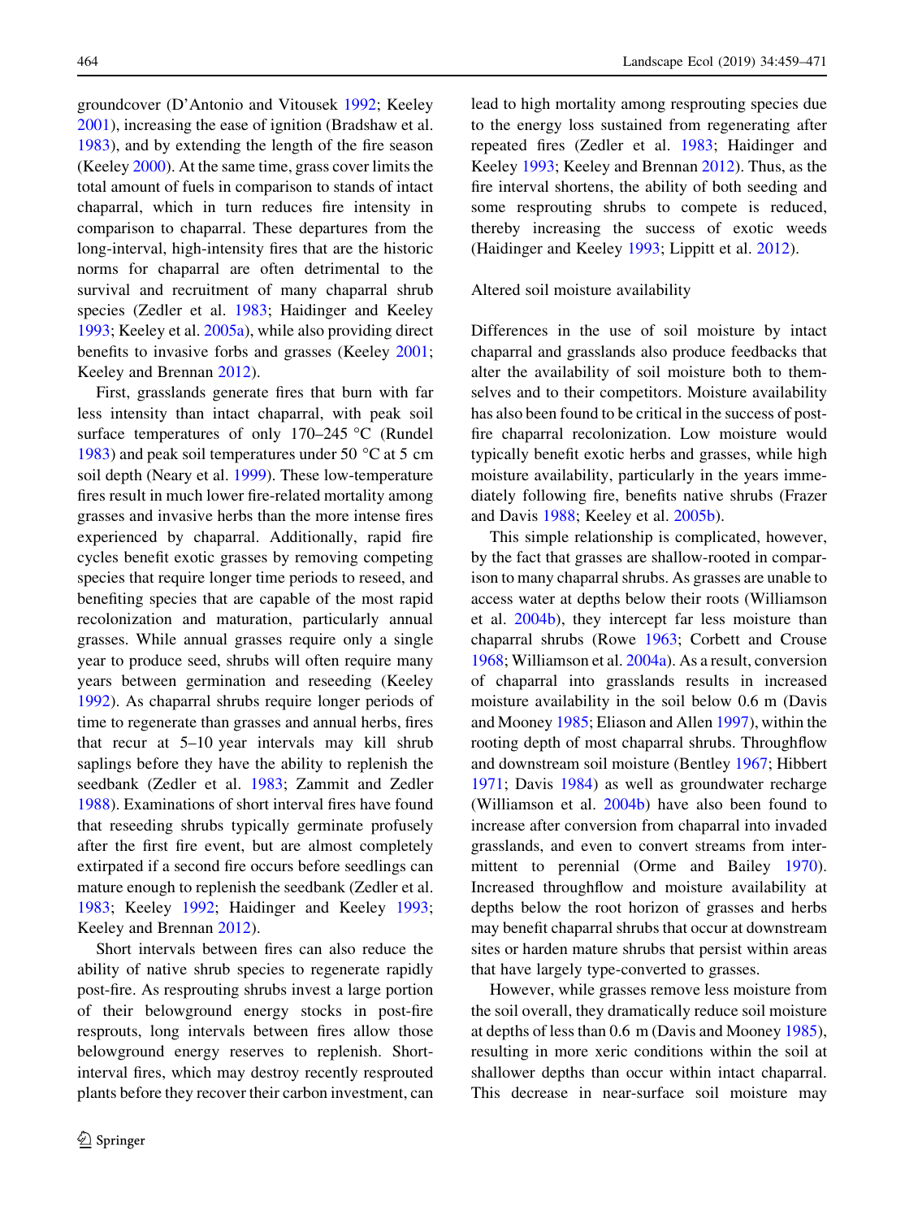groundcover (D'Antonio and Vitousek 1992; Keeley 2001), increasing the ease of ignition (Bradshaw et al. 1983), and by extending the length of the fire season (Keeley 2000). At the same time, grass cover limits the total amount of fuels in comparison to stands of intact chaparral, which in turn reduces fire intensity in comparison to chaparral. These departures from the long-interval, high-intensity fires that are the historic norms for chaparral are often detrimental to the survival and recruitment of many chaparral shrub species (Zedler et al. 1983; Haidinger and Keeley 1993; Keeley et al. 2005a), while also providing direct benefits to invasive forbs and grasses (Keeley 2001; Keeley and Brennan 2012).

First, grasslands generate fires that burn with far less intensity than intact chaparral, with peak soil surface temperatures of only 170–245 °C (Rundel 1983) and peak soil temperatures under 50 °C at 5 cm soil depth (Neary et al. 1999). These low-temperature fires result in much lower fire-related mortality among grasses and invasive herbs than the more intense fires experienced by chaparral. Additionally, rapid fire cycles benefit exotic grasses by removing competing species that require longer time periods to reseed, and benefiting species that are capable of the most rapid recolonization and maturation, particularly annual grasses. While annual grasses require only a single year to produce seed, shrubs will often require many years between germination and reseeding (Keeley 1992). As chaparral shrubs require longer periods of time to regenerate than grasses and annual herbs, fires that recur at 5–10 year intervals may kill shrub saplings before they have the ability to replenish the seedbank (Zedler et al. 1983; Zammit and Zedler 1988). Examinations of short interval fires have found that reseeding shrubs typically germinate profusely after the first fire event, but are almost completely extirpated if a second fire occurs before seedlings can mature enough to replenish the seedbank (Zedler et al. 1983; Keeley 1992; Haidinger and Keeley 1993; Keeley and Brennan 2012).

Short intervals between fires can also reduce the ability of native shrub species to regenerate rapidly post-fire. As resprouting shrubs invest a large portion of their belowground energy stocks in post-fire resprouts, long intervals between fires allow those belowground energy reserves to replenish. Short-interval fires, which may destroy recently resprouted plants before they recover their carbon investment, can lead to high mortality among resprouting species due to the energy loss sustained from regenerating after repeated fires (Zedler et al. 1983; Haidinger and Keeley 1993; Keeley and Brennan 2012). Thus, as the fire interval shortens, the ability of both seeding and some resprouting shrubs to compete is reduced, thereby increasing the success of exotic weeds (Haidinger and Keeley 1993; Lippitt et al. 2012).

### Altered soil moisture availability

Differences in the use of soil moisture by intact chaparral and grasslands also produce feedbacks that alter the availability of soil moisture both to themselves and to their competitors. Moisture availability has also been found to be critical in the success of post-fire chaparral recolonization. Low moisture would typically benefit exotic herbs and grasses, while high moisture availability, particularly in the years immediately following fire, benefits native shrubs (Frazer and Davis 1988; Keeley et al. 2005b).

This simple relationship is complicated, however, by the fact that grasses are shallow-rooted in comparison to many chaparral shrubs. As grasses are unable to access water at depths below their roots (Williamson et al. 2004b), they intercept far less moisture than chaparral shrubs (Rowe 1963; Corbett and Crouse 1968; Williamson et al. 2004a). As a result, conversion of chaparral into grasslands results in increased moisture availability in the soil below 0.6 m (Davis and Mooney 1985; Eliason and Allen 1997), within the rooting depth of most chaparral shrubs. Throughflow and downstream soil moisture (Bentley 1967; Hibbert 1971; Davis 1984) as well as groundwater recharge (Williamson et al. 2004b) have also been found to increase after conversion from chaparral into invaded grasslands, and even to convert streams from intermittent to perennial (Orme and Bailey 1970). Increased throughflow and moisture availability at depths below the root horizon of grasses and herbs may benefit chaparral shrubs that occur at downstream sites or harden mature shrubs that persist within areas that have largely type-converted to grasses.

However, while grasses remove less moisture from the soil overall, they dramatically reduce soil moisture at depths of less than 0.6 m (Davis and Mooney 1985), resulting in more xeric conditions within the soil at shallower depths than occur within intact chaparral. This decrease in near-surface soil moisture may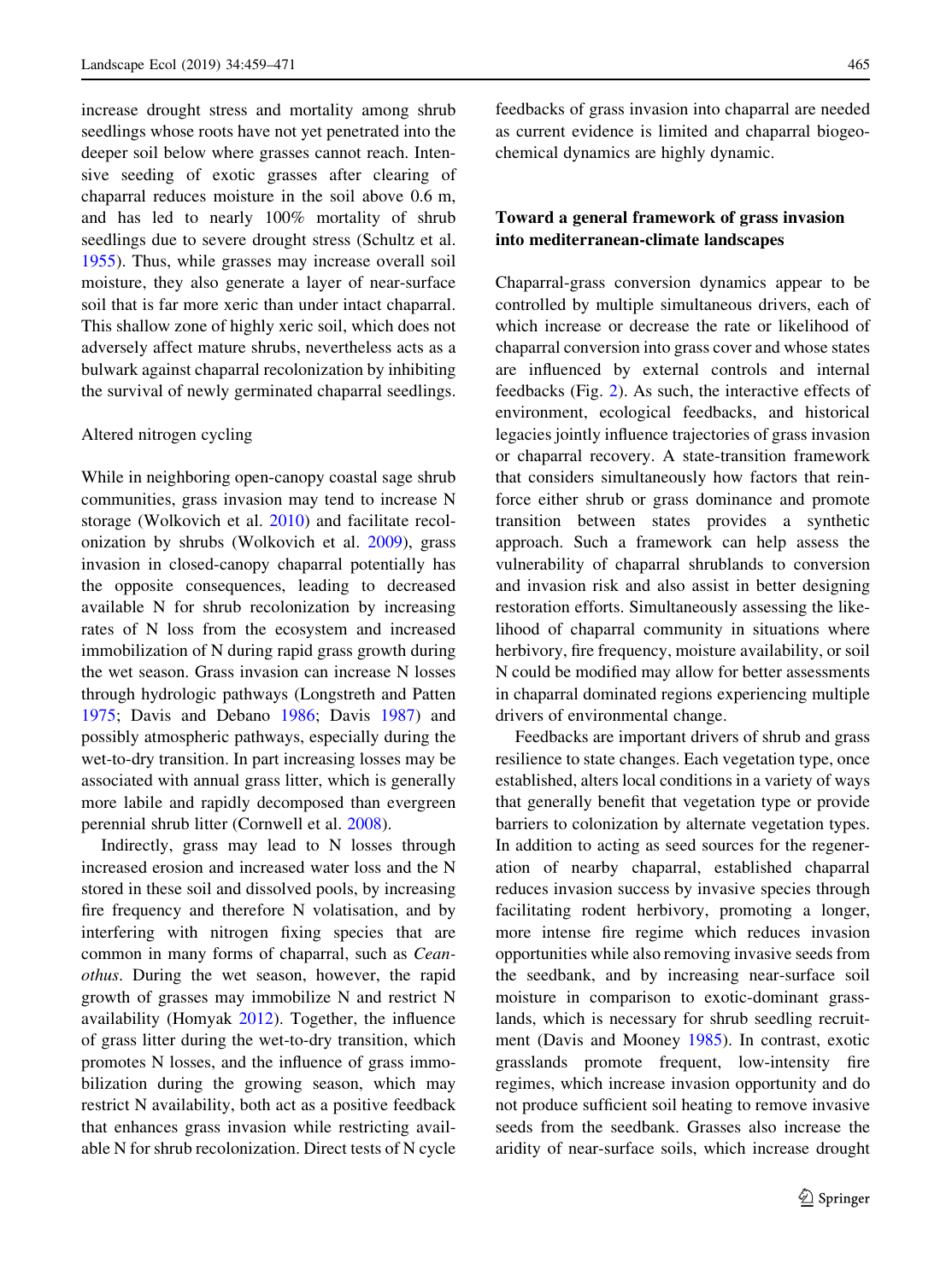increase drought stress and mortality among shrub seedlings whose roots have not yet penetrated into the deeper soil below where grasses cannot reach. Intensive seeding of exotic grasses after clearing of chaparral reduces moisture in the soil above 0.6 m, and has led to nearly 100% mortality of shrub seedlings due to severe drought stress (Schultz et al. 1955). Thus, while grasses may increase overall soil moisture, they also generate a layer of near-surface soil that is far more xeric than under intact chaparral. This shallow zone of highly xeric soil, which does not adversely affect mature shrubs, nevertheless acts as a bulwark against chaparral recolonization by inhibiting the survival of newly germinated chaparral seedlings.

### Altered nitrogen cycling

While in neighboring open-canopy coastal sage shrub communities, grass invasion may tend to increase N storage (Wolkovich et al. 2010) and facilitate recolonization by shrubs (Wolkovich et al. 2009), grass invasion in closed-canopy chaparral potentially has the opposite consequences, leading to decreased available N for shrub recolonization by increasing rates of N loss from the ecosystem and increased immobilization of N during rapid grass growth during the wet season. Grass invasion can increase N losses through hydrologic pathways (Longstreth and Patten 1975; Davis and Debano 1986; Davis 1987) and possibly atmospheric pathways, especially during the wet-to-dry transition. In part increasing losses may be associated with annual grass litter, which is generally more labile and rapidly decomposed than evergreen perennial shrub litter (Cornwell et al. 2008).

Indirectly, grass may lead to N losses through increased erosion and increased water loss and the N stored in these soil and dissolved pools, by increasing fire frequency and therefore N volatisation, and by interfering with nitrogen fixing species that are common in many forms of chaparral, such as *Ceanothus*. During the wet season, however, the rapid growth of grasses may immobilize N and restrict N availability (Homyak 2012). Together, the influence of grass litter during the wet-to-dry transition, which promotes N losses, and the influence of grass immobilization during the growing season, which may restrict N availability, both act as a positive feedback that enhances grass invasion while restricting available N for shrub recolonization. Direct tests of N cycle feedbacks of grass invasion into chaparral are needed as current evidence is limited and chaparral biogeochemical dynamics are highly dynamic.

## Toward a general framework of grass invasion into mediterranean-climate landscapes

Chaparral-grass conversion dynamics appear to be controlled by multiple simultaneous drivers, each of which increase or decrease the rate or likelihood of chaparral conversion into grass cover and whose states are influenced by external controls and internal feedbacks (Fig. 2). As such, the interactive effects of environment, ecological feedbacks, and historical legacies jointly influence trajectories of grass invasion or chaparral recovery. A state-transition framework that considers simultaneously how factors that reinforce either shrub or grass dominance and promote transition between states provides a synthetic approach. Such a framework can help assess the vulnerability of chaparral shrublands to conversion and invasion risk and also assist in better designing restoration efforts. Simultaneously assessing the likelihood of chaparral community in situations where herbivory, fire frequency, moisture availability, or soil N could be modified may allow for better assessments in chaparral dominated regions experiencing multiple drivers of environmental change.

Feedbacks are important drivers of shrub and grass resilience to state changes. Each vegetation type, once established, alters local conditions in a variety of ways that generally benefit that vegetation type or provide barriers to colonization by alternate vegetation types. In addition to acting as seed sources for the regeneration of nearby chaparral, established chaparral reduces invasion success by invasive species through facilitating rodent herbivory, promoting a longer, more intense fire regime which reduces invasion opportunities while also removing invasive seeds from the seedbank, and by increasing near-surface soil moisture in comparison to exotic-dominant grasslands, which is necessary for shrub seedling recruitment (Davis and Mooney 1985). In contrast, exotic grasslands promote frequent, low-intensity fire regimes, which increase invasion opportunity and do not produce sufficient soil heating to remove invasive seeds from the seedbank. Grasses also increase the aridity of near-surface soils, which increase drought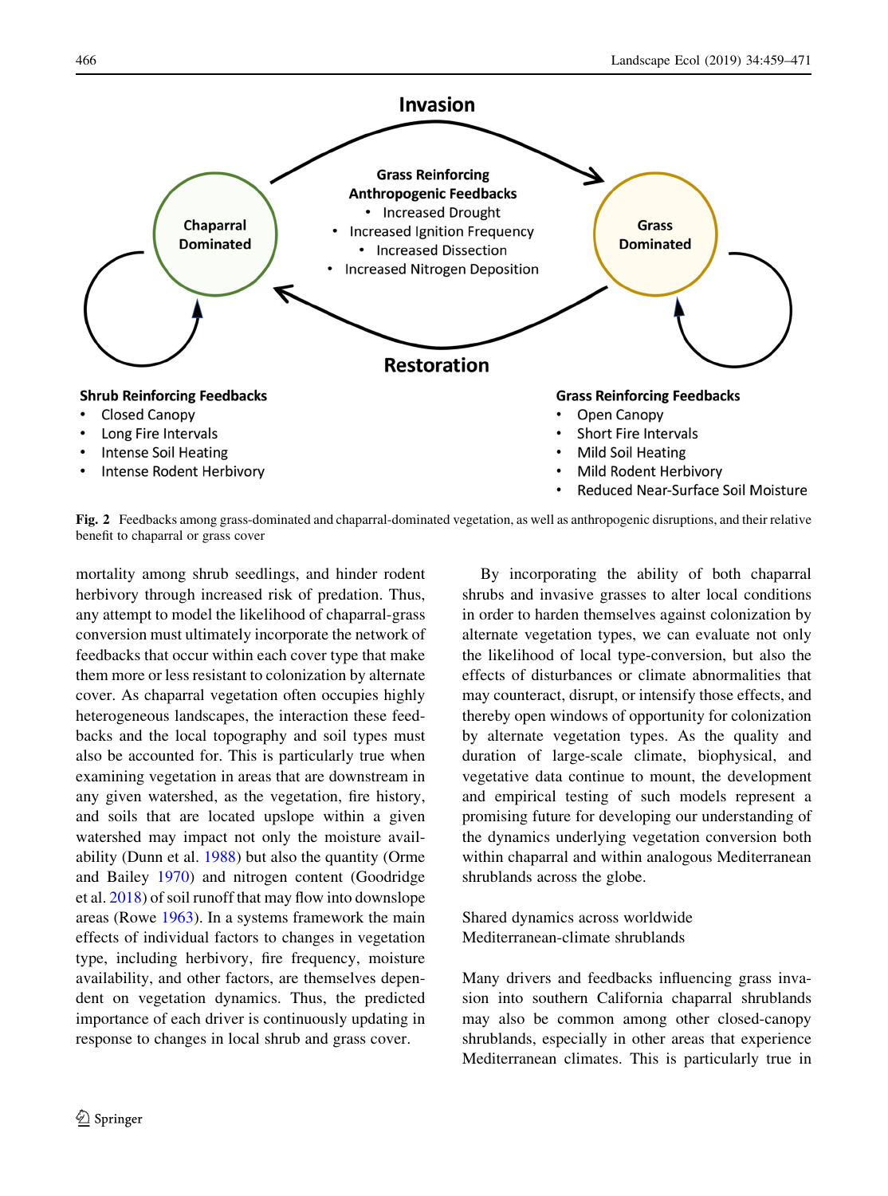**Fig. 2** Feedbacks among grass-dominated and chaparral-dominated vegetation, as well as anthropogenic disruptions, and their relative benefit to chaparral or grass cover

mortality among shrub seedlings, and hinder rodent herbivory through increased risk of predation. Thus, any attempt to model the likelihood of chaparral-grass conversion must ultimately incorporate the network of feedbacks that occur within each cover type that make them more or less resistant to colonization by alternate cover. As chaparral vegetation often occupies highly heterogeneous landscapes, the interaction these feedbacks and the local topography and soil types must also be accounted for. This is particularly true when examining vegetation in areas that are downstream in any given watershed, as the vegetation, fire history, and soils that are located upslope within a given watershed may impact not only the moisture availability (Dunn et al. 1988) but also the quantity (Orme and Bailey 1970) and nitrogen content (Goodridge et al. 2018) of soil runoff that may flow into downslope areas (Rowe 1963). In a systems framework the main effects of individual factors to changes in vegetation type, including herbivory, fire frequency, moisture availability, and other factors, are themselves dependent on vegetation dynamics. Thus, the predicted importance of each driver is continuously updating in response to changes in local shrub and grass cover.

By incorporating the ability of both chaparral shrubs and invasive grasses to alter local conditions in order to harden themselves against colonization by alternate vegetation types, we can evaluate not only the likelihood of local type-conversion, but also the effects of disturbances or climate abnormalities that may counteract, disrupt, or intensify those effects, and thereby open windows of opportunity for colonization by alternate vegetation types. As the quality and duration of large-scale climate, biophysical, and vegetative data continue to mount, the development and empirical testing of such models represent a promising future for developing our understanding of the dynamics underlying vegetation conversion both within chaparral and within analogous Mediterranean shrublands across the globe.

## Shared dynamics across worldwide Mediterranean-climate shrublands

Many drivers and feedbacks influencing grass invasion into southern California chaparral shrublands may also be common among other closed-canopy shrublands, especially in other areas that experience Mediterranean climates. This is particularly true in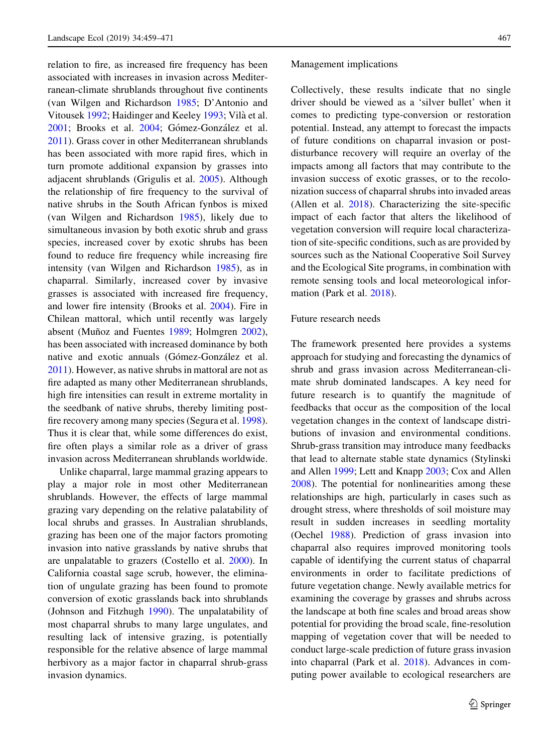relation to fire, as increased fire frequency has been associated with increases in invasion across Mediterranean-climate shrublands throughout five continents (van Wilgen and Richardson 1985; D'Antonio and Vitousek 1992; Haidinger and Keeley 1993; Vilà et al. 2001; Brooks et al. 2004; Gómez-González et al. 2011). Grass cover in other Mediterranean shrublands has been associated with more rapid fires, which in turn promote additional expansion by grasses into adjacent shrublands (Grigulis et al. 2005). Although the relationship of fire frequency to the survival of native shrubs in the South African fynbos is mixed (van Wilgen and Richardson 1985), likely due to simultaneous invasion by both exotic shrub and grass species, increased cover by exotic shrubs has been found to reduce fire frequency while increasing fire intensity (van Wilgen and Richardson 1985), as in chaparral. Similarly, increased cover by invasive grasses is associated with increased fire frequency, and lower fire intensity (Brooks et al. 2004). Fire in Chilean mattoral, which until recently was largely absent (Muñoz and Fuentes 1989; Holmgren 2002), has been associated with increased dominance by both native and exotic annuals (Gómez-González et al. 2011). However, as native shrubs in mattoral are not as fire adapted as many other Mediterranean shrublands, high fire intensities can result in extreme mortality in the seedbank of native shrubs, thereby limiting post-fire recovery among many species (Segura et al. 1998). Thus it is clear that, while some differences do exist, fire often plays a similar role as a driver of grass invasion across Mediterranean shrublands worldwide.

Unlike chaparral, large mammal grazing appears to play a major role in most other Mediterranean shrublands. However, the effects of large mammal grazing vary depending on the relative palatability of local shrubs and grasses. In Australian shrublands, grazing has been one of the major factors promoting invasion into native grasslands by native shrubs that are unpalatable to grazers (Costello et al. 2000). In California coastal sage scrub, however, the elimination of ungulate grazing has been found to promote conversion of exotic grasslands back into shrublands (Johnson and Fitzhugh 1990). The unpalatability of most chaparral shrubs to many large ungulates, and resulting lack of intensive grazing, is potentially responsible for the relative absence of large mammal herbivory as a major factor in chaparral shrub-grass invasion dynamics.

## Management implications

Collectively, these results indicate that no single driver should be viewed as a 'silver bullet' when it comes to predicting type-conversion or restoration potential. Instead, any attempt to forecast the impacts of future conditions on chaparral invasion or post-disturbance recovery will require an overlay of the impacts among all factors that may contribute to the invasion success of exotic grasses, or to the recolonization success of chaparral shrubs into invaded areas (Allen et al. 2018). Characterizing the site-specific impact of each factor that alters the likelihood of vegetation conversion will require local characterization of site-specific conditions, such as are provided by sources such as the National Cooperative Soil Survey and the Ecological Site programs, in combination with remote sensing tools and local meteorological information (Park et al. 2018).

## Future research needs

The framework presented here provides a systems approach for studying and forecasting the dynamics of shrub and grass invasion across Mediterranean-climate shrub dominated landscapes. A key need for future research is to quantify the magnitude of feedbacks that occur as the composition of the local vegetation changes in the context of landscape distributions of invasion and environmental conditions. Shrub-grass transition may introduce many feedbacks that lead to alternate stable state dynamics (Stylinski and Allen 1999; Lett and Knapp 2003; Cox and Allen 2008). The potential for nonlinearities among these relationships are high, particularly in cases such as drought stress, where thresholds of soil moisture may result in sudden increases in seedling mortality (Oechel 1988). Prediction of grass invasion into chaparral also requires improved monitoring tools capable of identifying the current status of chaparral environments in order to facilitate predictions of future vegetation change. Newly available metrics for examining the coverage by grasses and shrubs across the landscape at both fine scales and broad areas show potential for providing the broad scale, fine-resolution mapping of vegetation cover that will be needed to conduct large-scale prediction of future grass invasion into chaparral (Park et al. 2018). Advances in computing power available to ecological researchers are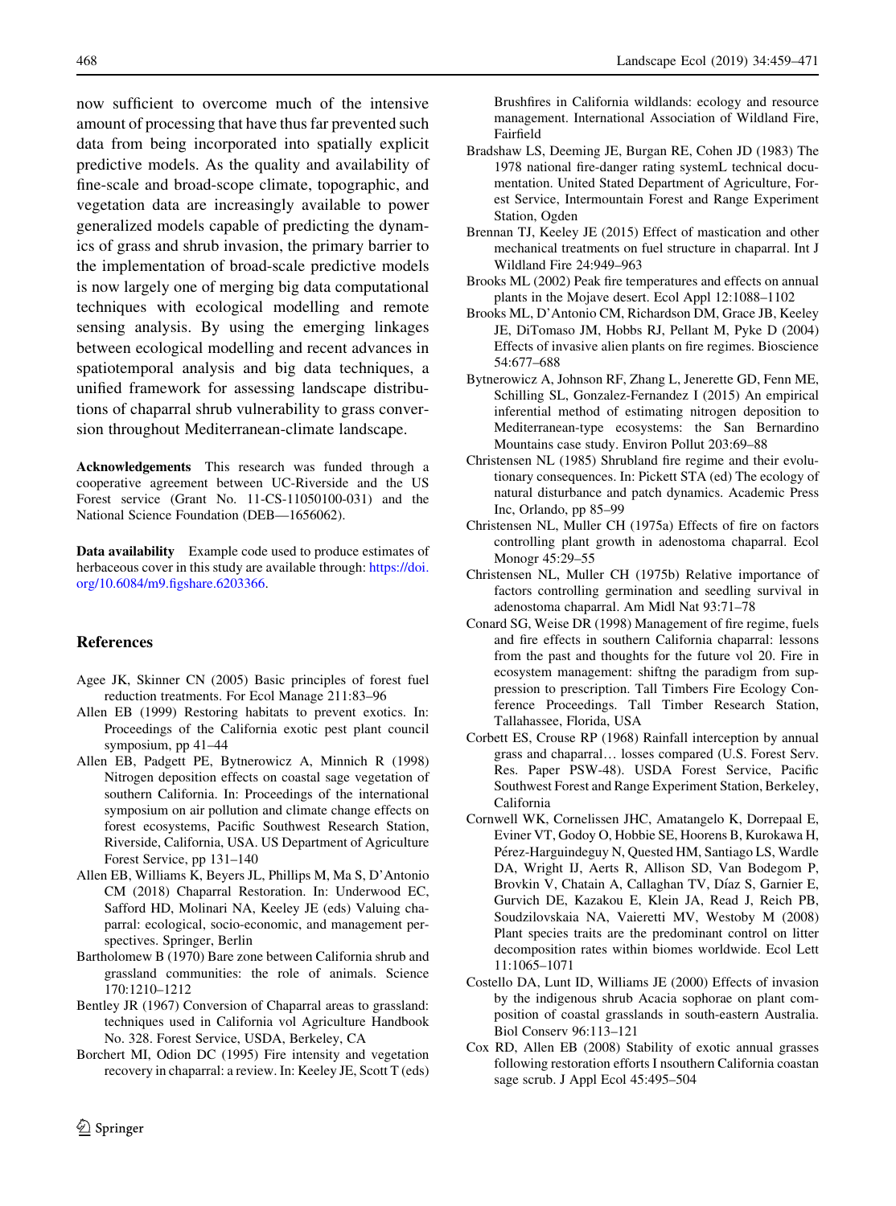now sufficient to overcome much of the intensive amount of processing that have thus far prevented such data from being incorporated into spatially explicit predictive models. As the quality and availability of fine-scale and broad-scope climate, topographic, and vegetation data are increasingly available to power generalized models capable of predicting the dynamics of grass and shrub invasion, the primary barrier to the implementation of broad-scale predictive models is now largely one of merging big data computational techniques with ecological modelling and remote sensing analysis. By using the emerging linkages between ecological modelling and recent advances in spatiotemporal analysis and big data techniques, a unified framework for assessing landscape distributions of chaparral shrub vulnerability to grass conversion throughout Mediterranean-climate landscape.

**Acknowledgements** This research was funded through a cooperative agreement between UC-Riverside and the US Forest service (Grant No. 11-CS-11050100-031) and the National Science Foundation (DEB—1656062).

**Data availability** Example code used to produce estimates of herbaceous cover in this study are available through: https://doi.org/10.6084/m9.figshare.6203366.

## References

Agee JK, Skinner CN (2005) Basic principles of forest fuel reduction treatments. For Ecol Manage 211:83–96

Allen EB (1999) Restoring habitats to prevent exotics. In: Proceedings of the California exotic pest plant council symposium, pp 41–44

Allen EB, Padgett PE, Bytnerowicz A, Minnich R (1998) Nitrogen deposition effects on coastal sage vegetation of southern California. In: Proceedings of the international symposium on air pollution and climate change effects on forest ecosystems, Pacific Southwest Research Station, Riverside, California, USA. US Department of Agriculture Forest Service, pp 131–140

Allen EB, Williams K, Beyers JL, Phillips M, Ma S, D'Antonio CM (2018) Chaparral Restoration. In: Underwood EC, Safford HD, Molinari NA, Keeley JE (eds) Valuing chaparral: ecological, socio-economic, and management perspectives. Springer, Berlin

Bartholomew B (1970) Bare zone between California shrub and grassland communities: the role of animals. Science 170:1210–1212

Bentley JR (1967) Conversion of Chaparral areas to grassland: techniques used in California vol Agriculture Handbook No. 328. Forest Service, USDA, Berkeley, CA

Borchert MI, Odion DC (1995) Fire intensity and vegetation recovery in chaparral: a review. In: Keeley JE, Scott T (eds) Brushfires in California wildlands: ecology and resource management. International Association of Wildland Fire, Fairfield

Bradshaw LS, Deeming JE, Burgan RE, Cohen JD (1983) The 1978 national fire-danger rating systemL technical documentation. United Stated Department of Agriculture, Forest Service, Intermountain Forest and Range Experiment Station, Ogden

Brennan TJ, Keeley JE (2015) Effect of mastication and other mechanical treatments on fuel structure in chaparral. Int J Wildland Fire 24:949–963

Brooks ML (2002) Peak fire temperatures and effects on annual plants in the Mojave desert. Ecol Appl 12:1088–1102

Brooks ML, D'Antonio CM, Richardson DM, Grace JB, Keeley JE, DiTomaso JM, Hobbs RJ, Pellant M, Pyke D (2004) Effects of invasive alien plants on fire regimes. Bioscience 54:677–688

Bytnerowicz A, Johnson RF, Zhang L, Jenerette GD, Fenn ME, Schilling SL, Gonzalez-Fernandez I (2015) An empirical inferential method of estimating nitrogen deposition to Mediterranean-type ecosystems: the San Bernardino Mountains case study. Environ Pollut 203:69–88

Christensen NL (1985) Shrubland fire regime and their evolutionary consequences. In: Pickett STA (ed) The ecology of natural disturbance and patch dynamics. Academic Press Inc, Orlando, pp 85–99

Christensen NL, Muller CH (1975a) Effects of fire on factors controlling plant growth in adenostoma chaparral. Ecol Monogr 45:29–55

Christensen NL, Muller CH (1975b) Relative importance of factors controlling germination and seedling survival in adenostoma chaparral. Am Midl Nat 93:71–78

Conard SG, Weise DR (1998) Management of fire regime, fuels and fire effects in southern California chaparral: lessons from the past and thoughts for the future vol 20. Fire in ecosystem management: shiftng the paradigm from suppression to prescription. Tall Timbers Fire Ecology Conference Proceedings. Tall Timber Research Station, Tallahassee, Florida, USA

Corbett ES, Crouse RP (1968) Rainfall interception by annual grass and chaparral… losses compared (U.S. Forest Serv. Res. Paper PSW-48). USDA Forest Service, Pacific Southwest Forest and Range Experiment Station, Berkeley, California

Cornwell WK, Cornelissen JHC, Amatangelo K, Dorrepaal E, Eviner VT, Godoy O, Hobbie SE, Hoorens B, Kurokawa H, Pérez-Harguindeguy N, Quested HM, Santiago LS, Wardle DA, Wright IJ, Aerts R, Allison SD, Van Bodegom P, Brovkin V, Chatain A, Callaghan TV, Díaz S, Garnier E, Gurvich DE, Kazakou E, Klein JA, Read J, Reich PB, Soudzilovskaia NA, Vaieretti MV, Westoby M (2008) Plant species traits are the predominant control on litter decomposition rates within biomes worldwide. Ecol Lett 11:1065–1071

Costello DA, Lunt ID, Williams JE (2000) Effects of invasion by the indigenous shrub Acacia sophorae on plant composition of coastal grasslands in south-eastern Australia. Biol Conserv 96:113–121

Cox RD, Allen EB (2008) Stability of exotic annual grasses following restoration efforts I nsouthern California coastan sage scrub. J Appl Ecol 45:495–504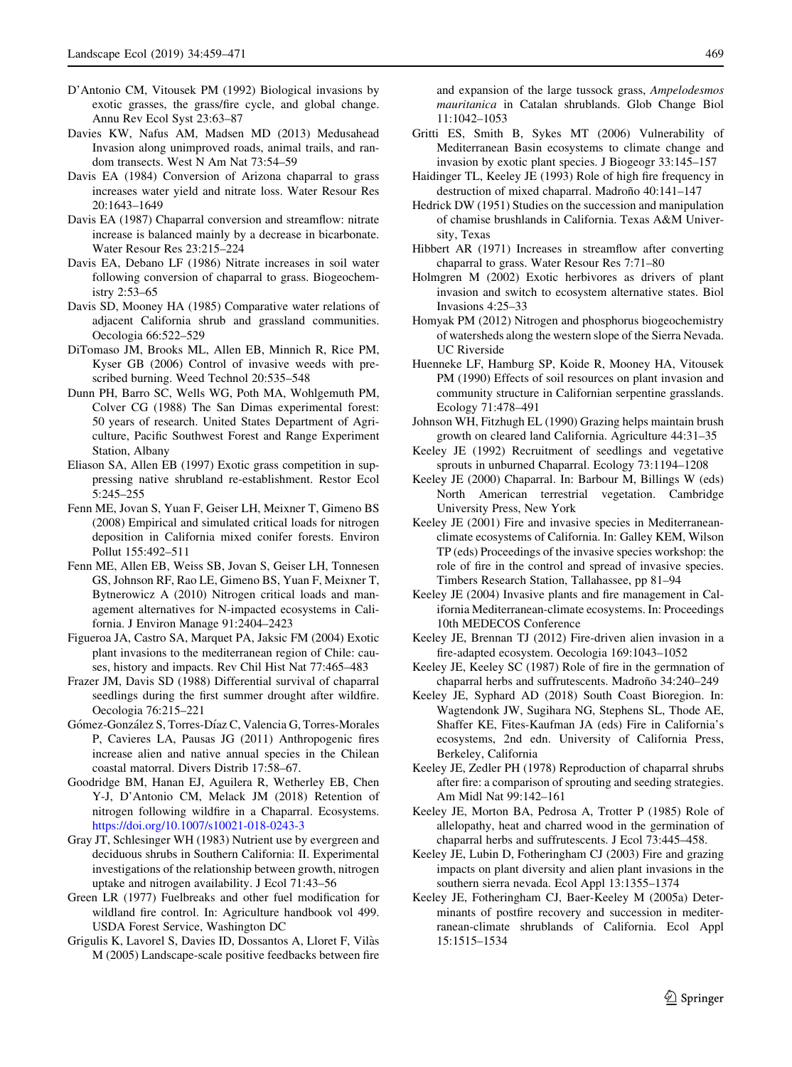D'Antonio CM, Vitousek PM (1992) Biological invasions by exotic grasses, the grass/fire cycle, and global change. Annu Rev Ecol Syst 23:63–87

Davies KW, Nafus AM, Madsen MD (2013) Medusahead Invasion along unimproved roads, animal trails, and random transects. West N Am Nat 73:54–59

Davis EA (1984) Conversion of Arizona chaparral to grass increases water yield and nitrate loss. Water Resour Res 20:1643–1649

Davis EA (1987) Chaparral conversion and streamflow: nitrate increase is balanced mainly by a decrease in bicarbonate. Water Resour Res 23:215–224

Davis EA, Debano LF (1986) Nitrate increases in soil water following conversion of chaparral to grass. Biogeochemistry 2:53–65

Davis SD, Mooney HA (1985) Comparative water relations of adjacent California shrub and grassland communities. Oecologia 66:522–529

DiTomaso JM, Brooks ML, Allen EB, Minnich R, Rice PM, Kyser GB (2006) Control of invasive weeds with prescribed burning. Weed Technol 20:535–548

Dunn PH, Barro SC, Wells WG, Poth MA, Wohlgemuth PM, Colver CG (1988) The San Dimas experimental forest: 50 years of research. United States Department of Agriculture, Pacific Southwest Forest and Range Experiment Station, Albany

Eliason SA, Allen EB (1997) Exotic grass competition in suppressing native shrubland re-establishment. Restor Ecol 5:245–255

Fenn ME, Jovan S, Yuan F, Geiser LH, Meixner T, Gimeno BS (2008) Empirical and simulated critical loads for nitrogen deposition in California mixed conifer forests. Environ Pollut 155:492–511

Fenn ME, Allen EB, Weiss SB, Jovan S, Geiser LH, Tonnesen GS, Johnson RF, Rao LE, Gimeno BS, Yuan F, Meixner T, Bytnerowicz A (2010) Nitrogen critical loads and management alternatives for N-impacted ecosystems in California. J Environ Manage 91:2404–2423

Figueroa JA, Castro SA, Marquet PA, Jaksic FM (2004) Exotic plant invasions to the mediterranean region of Chile: causes, history and impacts. Rev Chil Hist Nat 77:465–483

Frazer JM, Davis SD (1988) Differential survival of chaparral seedlings during the first summer drought after wildfire. Oecologia 76:215–221

Gómez-González S, Torres-Díaz C, Valencia G, Torres-Morales P, Cavieres LA, Pausas JG (2011) Anthropogenic fires increase alien and native annual species in the Chilean coastal matorral. Divers Distrib 17:58–67.

Goodridge BM, Hanan EJ, Aguilera R, Wetherley EB, Chen Y-J, D'Antonio CM, Melack JM (2018) Retention of nitrogen following wildfire in a Chaparral. Ecosystems. https://doi.org/10.1007/s10021-018-0243-3

Gray JT, Schlesinger WH (1983) Nutrient use by evergreen and deciduous shrubs in Southern California: II. Experimental investigations of the relationship between growth, nitrogen uptake and nitrogen availability. J Ecol 71:43–56

Green LR (1977) Fuelbreaks and other fuel modification for wildland fire control. In: Agriculture handbook vol 499. USDA Forest Service, Washington DC

Grigulis K, Lavorel S, Davies ID, Dossantos A, Lloret F, Vilà M (2005) Landscape-scale positive feedbacks between fire and expansion of the large tussock grass, *Ampelodesmos mauritanica* in Catalan shrublands. Glob Change Biol 11:1042–1053

Gritti ES, Smith B, Sykes MT (2006) Vulnerability of Mediterranean Basin ecosystems to climate change and invasion by exotic plant species. J Biogeogr 33:145–157

Haidinger TL, Keeley JE (1993) Role of high fire frequency in destruction of mixed chaparral. Madroño 40:141–147

Hedrick DW (1951) Studies on the succession and manipulation of chamise brushlands in California. Texas A&M University, Texas

Hibbert AR (1971) Increases in streamflow after converting chaparral to grass. Water Resour Res 7:71–80

Holmgren M (2002) Exotic herbivores as drivers of plant invasion and switch to ecosystem alternative states. Biol Invasions 4:25–33

Homyak PM (2012) Nitrogen and phosphorus biogeochemistry of watersheds along the western slope of the Sierra Nevada. UC Riverside

Huenneke LF, Hamburg SP, Koide R, Mooney HA, Vitousek PM (1990) Effects of soil resources on plant invasion and community structure in Californian serpentine grasslands. Ecology 71:478–491

Johnson WH, Fitzhugh EL (1990) Grazing helps maintain brush growth on cleared land California. Agriculture 44:31–35

Keeley JE (1992) Recruitment of seedlings and vegetative sprouts in unburned Chaparral. Ecology 73:1194–1208

Keeley JE (2000) Chaparral. In: Barbour M, Billings W (eds) North American terrestrial vegetation. Cambridge University Press, New York

Keeley JE (2001) Fire and invasive species in Mediterranean-climate ecosystems of California. In: Galley KEM, Wilson TP (eds) Proceedings of the invasive species workshop: the role of fire in the control and spread of invasive species. Timbers Research Station, Tallahassee, pp 81–94

Keeley JE (2004) Invasive plants and fire management in California Mediterranean-climate ecosystems. In: Proceedings 10th MEDECOS Conference

Keeley JE, Brennan TJ (2012) Fire-driven alien invasion in a fire-adapted ecosystem. Oecologia 169:1043–1052

Keeley JE, Keeley SC (1987) Role of fire in the germnation of chaparral herbs and suffrutescents. Madroño 34:240–249

Keeley JE, Syphard AD (2018) South Coast Bioregion. In: Wagtendonk JW, Sugihara NG, Stephens SL, Thode AE, Shaffer KE, Fites-Kaufman JA (eds) Fire in California's ecosystems, 2nd edn. University of California Press, Berkeley, California

Keeley JE, Zedler PH (1978) Reproduction of chaparral shrubs after fire: a comparison of sprouting and seeding strategies. Am Midl Nat 99:142–161

Keeley JE, Morton BA, Pedrosa A, Trotter P (1985) Role of allelopathy, heat and charred wood in the germination of chaparral herbs and suffrutescents. J Ecol 73:445–458.

Keeley JE, Lubin D, Fotheringham CJ (2003) Fire and grazing impacts on plant diversity and alien plant invasions in the southern sierra nevada. Ecol Appl 13:1355–1374

Keeley JE, Fotheringham CJ, Baer-Keeley M (2005a) Determinants of postfire recovery and succession in mediterranean-climate shrublands of California. Ecol Appl 15:1515–1534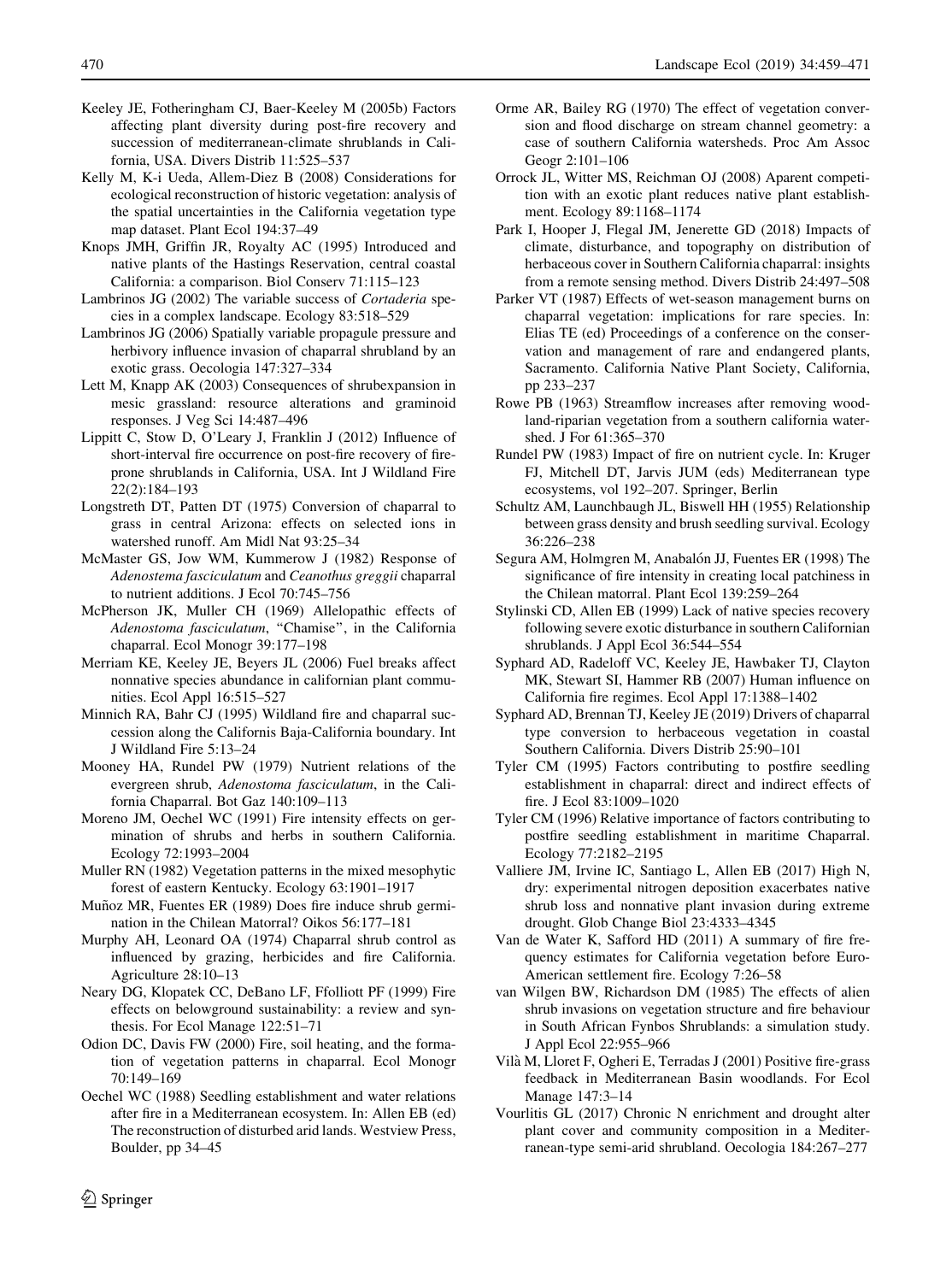Keeley JE, Fotheringham CJ, Baer-Keeley M (2005b) Factors affecting plant diversity during post-fire recovery and succession of mediterranean-climate shrublands in California, USA. Divers Distrib 11:525–537

Kelly M, K-i Ueda, Allem-Diez B (2008) Considerations for ecological reconstruction of historic vegetation: analysis of the spatial uncertainties in the California vegetation type map dataset. Plant Ecol 194:37–49

Knops JMH, Griffin JR, Royalty AC (1995) Introduced and native plants of the Hastings Reservation, central coastal California: a comparison. Biol Conserv 71:115–123

Lambrinos JG (2002) The variable success of *Cortaderia* species in a complex landscape. Ecology 83:518–529

Lambrinos JG (2006) Spatially variable propagule pressure and herbivory influence invasion of chaparral shrubland by an exotic grass. Oecologia 147:327–334

Lett M, Knapp AK (2003) Consequences of shrubexpansion in mesic grassland: resource alterations and graminoid responses. J Veg Sci 14:487–496

Lippitt C, Stow D, O'Leary J, Franklin J (2012) Influence of short-interval fire occurrence on post-fire recovery of fire-prone shrublands in California, USA. Int J Wildland Fire 22(2):184–193

Longstreth DT, Patten DT (1975) Conversion of chaparral to grass in central Arizona: effects on selected ions in watershed runoff. Am Midl Nat 93:25–34

McMaster GS, Jow WM, Kummerow J (1982) Response of *Adenostema fasciculatum* and *Ceanothus greggii* chaparral to nutrient additions. J Ecol 70:745–756

McPherson JK, Muller CH (1969) Allelopathic effects of *Adenostoma fasciculatum*, "Chamise", in the California chaparral. Ecol Monogr 39:177–198

Merriam KE, Keeley JE, Beyers JL (2006) Fuel breaks affect nonnative species abundance in californian plant communities. Ecol Appl 16:515–527

Minnich RA, Bahr CJ (1995) Wildland fire and chaparral succession along the Californis Baja-California boundary. Int J Wildland Fire 5:13–24

Mooney HA, Rundel PW (1979) Nutrient relations of the evergreen shrub, *Adenostoma fasciculatum*, in the California Chaparral. Bot Gaz 140:109–113

Moreno JM, Oechel WC (1991) Fire intensity effects on germination of shrubs and herbs in southern California. Ecology 72:1993–2004

Muller RN (1982) Vegetation patterns in the mixed mesophytic forest of eastern Kentucky. Ecology 63:1901–1917

Muñoz MR, Fuentes ER (1989) Does fire induce shrub germination in the Chilean Matorral? Oikos 56:177–181

Murphy AH, Leonard OA (1974) Chaparral shrub control as influenced by grazing, herbicides and fire California. Agriculture 28:10–13

Neary DG, Klopatek CC, DeBano LF, Ffolliott PF (1999) Fire effects on belowground sustainability: a review and synthesis. For Ecol Manage 122:51–71

Odion DC, Davis FW (2000) Fire, soil heating, and the formation of vegetation patterns in chaparral. Ecol Monogr 70:149–169

Oechel WC (1988) Seedling establishment and water relations after fire in a Mediterranean ecosystem. In: Allen EB (ed) The reconstruction of disturbed arid lands. Westview Press, Boulder, pp 34–45

Orme AR, Bailey RG (1970) The effect of vegetation conversion and flood discharge on stream channel geometry: a case of southern California watersheds. Proc Am Assoc Geogr 2:101–106

Orrock JL, Witter MS, Reichman OJ (2008) Aparent competition with an exotic plant reduces native plant establishment. Ecology 89:1168–1174

Park I, Hooper J, Flegal JM, Jenerette GD (2018) Impacts of climate, disturbance, and topography on distribution of herbaceous cover in Southern California chaparral: insights from a remote sensing method. Divers Distrib 24:497–508

Parker VT (1987) Effects of wet-season management burns on chaparral vegetation: implications for rare species. In: Elias TE (ed) Proceedings of a conference on the conservation and management of rare and endangered plants, Sacramento. California Native Plant Society, California, pp 233–237

Rowe PB (1963) Streamflow increases after removing woodland-riparian vegetation from a southern california watershed. J For 61:365–370

Rundel PW (1983) Impact of fire on nutrient cycle. In: Kruger FJ, Mitchell DT, Jarvis JUM (eds) Mediterranean type ecosystems, vol 192–207. Springer, Berlin

Schultz AM, Launchbaugh JL, Biswell HH (1955) Relationship between grass density and brush seedling survival. Ecology 36:226–238

Segura AM, Holmgren M, Anabalón JJ, Fuentes ER (1998) The significance of fire intensity in creating local patchiness in the Chilean matorral. Plant Ecol 139:259–264

Stylinski CD, Allen EB (1999) Lack of native species recovery following severe exotic disturbance in southern Californian shrublands. J Appl Ecol 36:544–554

Syphard AD, Radeloff VC, Keeley JE, Hawbaker TJ, Clayton MK, Stewart SI, Hammer RB (2007) Human influence on California fire regimes. Ecol Appl 17:1388–1402

Syphard AD, Brennan TJ, Keeley JE (2019) Drivers of chaparral type conversion to herbaceous vegetation in coastal Southern California. Divers Distrib 25:90–101

Tyler CM (1995) Factors contributing to postfire seedling establishment in chaparral: direct and indirect effects of fire. J Ecol 83:1009–1020

Tyler CM (1996) Relative importance of factors contributing to postfire seedling establishment in maritime Chaparral. Ecology 77:2182–2195

Valliere JM, Irvine IC, Santiago L, Allen EB (2017) High N, dry: experimental nitrogen deposition exacerbates native shrub loss and nonnative plant invasion during extreme drought. Glob Change Biol 23:4333–4345

Van de Water K, Safford HD (2011) A summary of fire frequency estimates for California vegetation before Euro-American settlement fire. Ecology 7:26–58

van Wilgen BW, Richardson DM (1985) The effects of alien shrub invasions on vegetation structure and fire behaviour in South African Fynbos Shrublands: a simulation study. J Appl Ecol 22:955–966

Vilà M, Lloret F, Ogheri E, Terradas J (2001) Positive fire-grass feedback in Mediterranean Basin woodlands. For Ecol Manage 147:3–14

Vourlitis GL (2017) Chronic N enrichment and drought alter plant cover and community composition in a Mediterranean-type semi-arid shrubland. Oecologia 184:267–277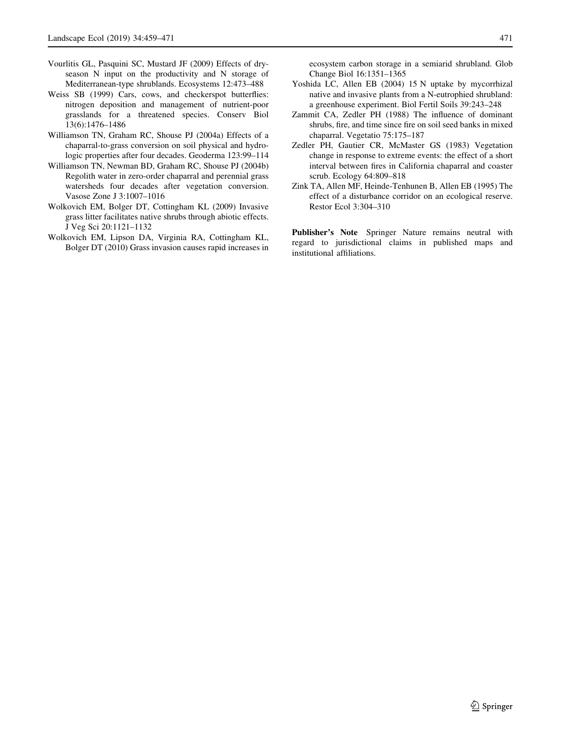Vourlitis GL, Pasquini SC, Mustard JF (2009) Effects of dry-season N input on the productivity and N storage of Mediterranean-type shrublands. Ecosystems 12:473–488

Weiss SB (1999) Cars, cows, and checkerspot butterflies: nitrogen deposition and management of nutrient-poor grasslands for a threatened species. Conserv Biol 13(6):1476–1486

Williamson TN, Graham RC, Shouse PJ (2004a) Effects of a chaparral-to-grass conversion on soil physical and hydrologic properties after four decades. Geoderma 123:99–114

Williamson TN, Newman BD, Graham RC, Shouse PJ (2004b) Regolith water in zero-order chaparral and perennial grass watersheds four decades after vegetation conversion. Vasose Zone J 3:1007–1016

Wolkovich EM, Bolger DT, Cottingham KL (2009) Invasive grass litter facilitates native shrubs through abiotic effects. J Veg Sci 20:1121–1132

Wolkovich EM, Lipson DA, Virginia RA, Cottingham KL, Bolger DT (2010) Grass invasion causes rapid increases in ecosystem carbon storage in a semiarid shrubland. Glob Change Biol 16:1351–1365

Yoshida LC, Allen EB (2004) 15 N uptake by mycorrhizal native and invasive plants from a N-eutrophied shrubland: a greenhouse experiment. Biol Fertil Soils 39:243–248

Zammit CA, Zedler PH (1988) The influence of dominant shrubs, fire, and time since fire on soil seed banks in mixed chaparral. Vegetatio 75:175–187

Zedler PH, Gautier CR, McMaster GS (1983) Vegetation change in response to extreme events: the effect of a short interval between fires in California chaparral and coaster scrub. Ecology 64:809–818

Zink TA, Allen MF, Heinde-Tenhunen B, Allen EB (1995) The effect of a disturbance corridor on an ecological reserve. Restor Ecol 3:304–310

**Publisher's Note** Springer Nature remains neutral with regard to jurisdictional claims in published maps and institutional affiliations.